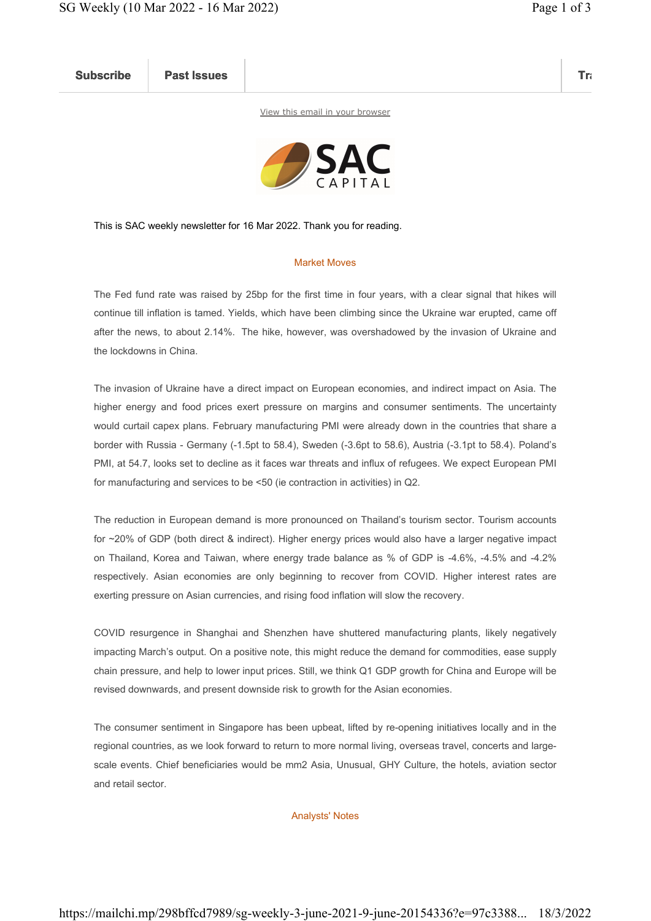Subscribe | Past Issues | Tr

View this email in your browser

SAC CAPITAL

This is SAC weekly newsletter for 16 Mar 2022. Thank you for reading.

## Market Moves

The Fed fund rate was raised by 25bp for the first time in four years, with a clear signal that hikes will continue till inflation is tamed. Yields, which have been climbing since the Ukraine war erupted, came off after the news, to about 2.14%. The hike, however, was overshadowed by the invasion of Ukraine and the lockdowns in China.

The invasion of Ukraine have a direct impact on European economies, and indirect impact on Asia. The higher energy and food prices exert pressure on margins and consumer sentiments. The uncertainty would curtail capex plans. February manufacturing PMI were already down in the countries that share a border with Russia - Germany (-1.5pt to 58.4), Sweden (-3.6pt to 58.6), Austria (-3.1pt to 58.4). Poland's PMI, at 54.7, looks set to decline as it faces war threats and influx of refugees. We expect European PMI for manufacturing and services to be <50 (ie contraction in activities) in Q2.

The reduction in European demand is more pronounced on Thailand's tourism sector. Tourism accounts for ~20% of GDP (both direct & indirect). Higher energy prices would also have a larger negative impact on Thailand, Korea and Taiwan, where energy trade balance as % of GDP is -4.6%, -4.5% and -4.2% respectively. Asian economies are only beginning to recover from COVID. Higher interest rates are exerting pressure on Asian currencies, and rising food inflation will slow the recovery.

COVID resurgence in Shanghai and Shenzhen have shuttered manufacturing plants, likely negatively impacting March's output. On a positive note, this might reduce the demand for commodities, ease supply chain pressure, and help to lower input prices. Still, we think Q1 GDP growth for China and Europe will be revised downwards, and present downside risk to growth for the Asian economies.

The consumer sentiment in Singapore has been upbeat, lifted by re-opening initiatives locally and in the regional countries, as we look forward to return to more normal living, overseas travel, concerts and large-scale events. Chief beneficiaries would be mm2 Asia, Unusual, GHY Culture, the hotels, aviation sector and retail sector.

## Analysts' Notes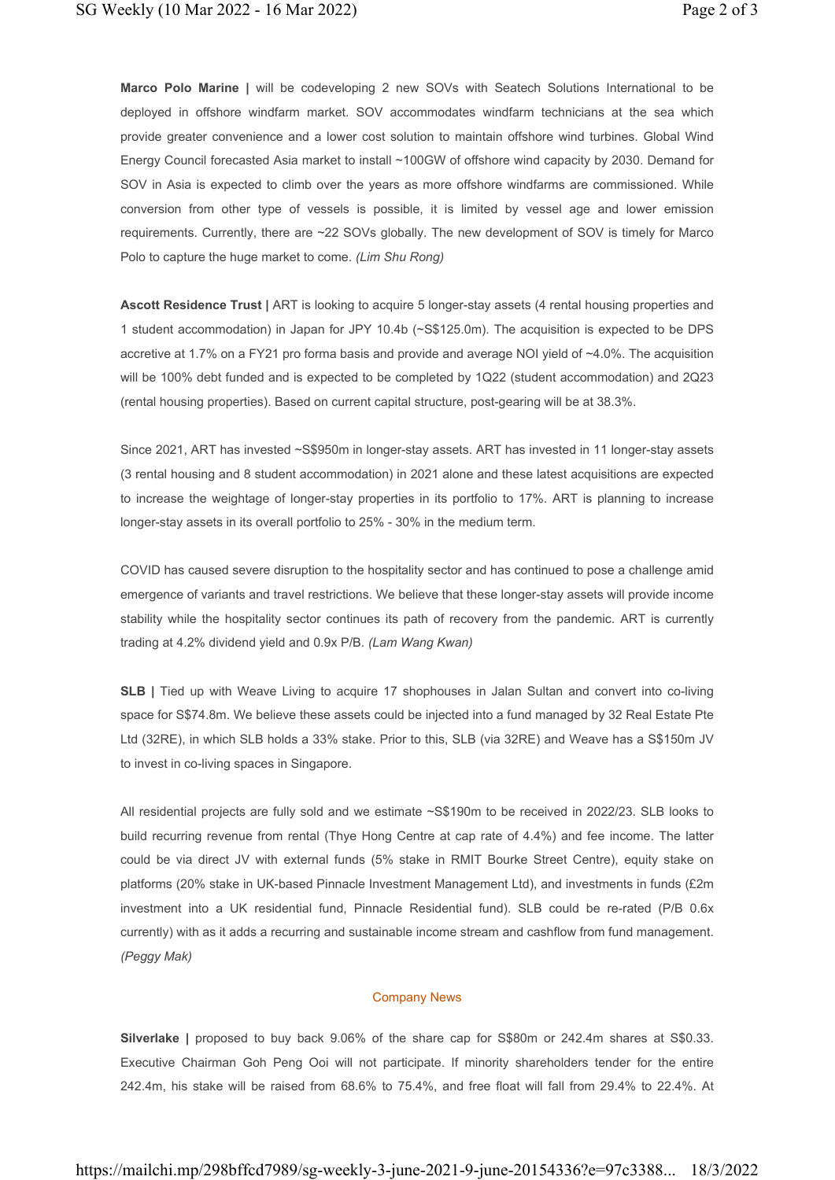**Marco Polo Marine |** will be codeveloping 2 new SOVs with Seatech Solutions International to be deployed in offshore windfarm market. SOV accommodates windfarm technicians at the sea which provide greater convenience and a lower cost solution to maintain offshore wind turbines. Global Wind Energy Council forecasted Asia market to install ~100GW of offshore wind capacity by 2030. Demand for SOV in Asia is expected to climb over the years as more offshore windfarms are commissioned. While conversion from other type of vessels is possible, it is limited by vessel age and lower emission requirements. Currently, there are ~22 SOVs globally. The new development of SOV is timely for Marco Polo to capture the huge market to come. *(Lim Shu Rong)*

**Ascott Residence Trust |** ART is looking to acquire 5 longer-stay assets (4 rental housing properties and 1 student accommodation) in Japan for JPY 10.4b (~S$125.0m). The acquisition is expected to be DPS accretive at 1.7% on a FY21 pro forma basis and provide and average NOI yield of ~4.0%. The acquisition will be 100% debt funded and is expected to be completed by 1Q22 (student accommodation) and 2Q23 (rental housing properties). Based on current capital structure, post-gearing will be at 38.3%.

Since 2021, ART has invested ~S$950m in longer-stay assets. ART has invested in 11 longer-stay assets (3 rental housing and 8 student accommodation) in 2021 alone and these latest acquisitions are expected to increase the weightage of longer-stay properties in its portfolio to 17%. ART is planning to increase longer-stay assets in its overall portfolio to 25% - 30% in the medium term.

COVID has caused severe disruption to the hospitality sector and has continued to pose a challenge amid emergence of variants and travel restrictions. We believe that these longer-stay assets will provide income stability while the hospitality sector continues its path of recovery from the pandemic. ART is currently trading at 4.2% dividend yield and 0.9x P/B. *(Lam Wang Kwan)*

**SLB |** Tied up with Weave Living to acquire 17 shophouses in Jalan Sultan and convert into co-living space for S$74.8m. We believe these assets could be injected into a fund managed by 32 Real Estate Pte Ltd (32RE), in which SLB holds a 33% stake. Prior to this, SLB (via 32RE) and Weave has a S$150m JV to invest in co-living spaces in Singapore.

All residential projects are fully sold and we estimate ~S$190m to be received in 2022/23. SLB looks to build recurring revenue from rental (Thye Hong Centre at cap rate of 4.4%) and fee income. The latter could be via direct JV with external funds (5% stake in RMIT Bourke Street Centre), equity stake on platforms (20% stake in UK-based Pinnacle Investment Management Ltd), and investments in funds (£2m investment into a UK residential fund, Pinnacle Residential fund). SLB could be re-rated (P/B 0.6x currently) with as it adds a recurring and sustainable income stream and cashflow from fund management. *(Peggy Mak)*

## Company News

**Silverlake |** proposed to buy back 9.06% of the share cap for S$80m or 242.4m shares at S$0.33. Executive Chairman Goh Peng Ooi will not participate. If minority shareholders tender for the entire 242.4m, his stake will be raised from 68.6% to 75.4%, and free float will fall from 29.4% to 22.4%. At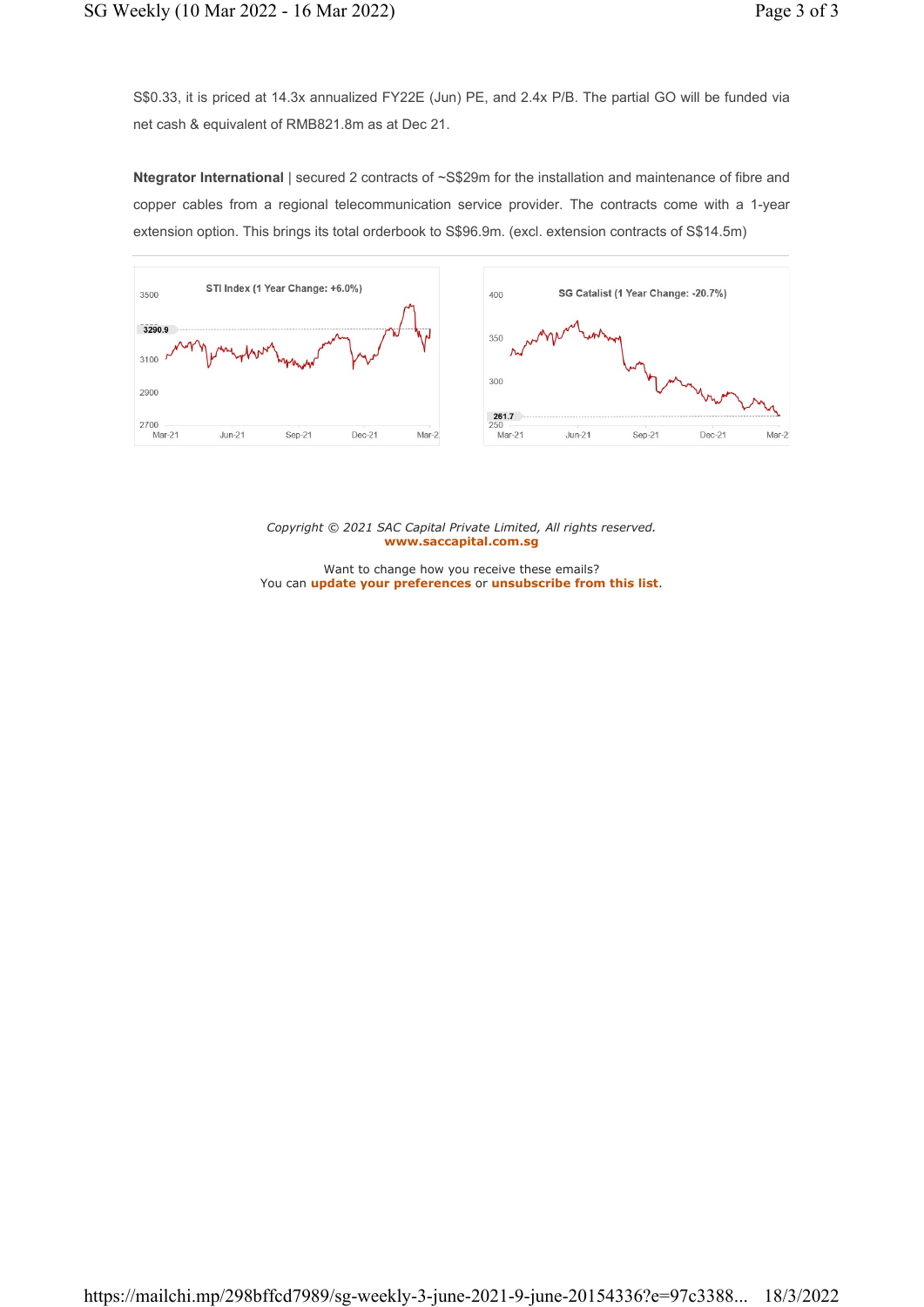S$0.33, it is priced at 14.3x annualized FY22E (Jun) PE, and 2.4x P/B. The partial GO will be funded via net cash & equivalent of RMB821.8m as at Dec 21.

**Ntegrator International** | secured 2 contracts of ~S$29m for the installation and maintenance of fibre and copper cables from a regional telecommunication service provider. The contracts come with a 1-year extension option. This brings its total orderbook to S$96.9m. (excl. extension contracts of S$14.5m)

STI Index (1 Year Change: +6.0%)

3500
3290.9
3100
2900
2700
Mar-21
Jun-21
Sep-21
Dec-21
Mar-2

SG Catalist (1 Year Change: -20.7%)

400
350
300
261.7
250
Mar-21
Jun-21
Sep-21
Dec-21
Mar-2

*Copyright © 2021 SAC Capital Private Limited, All rights reserved.*
**www.saccapital.com.sg**

Want to change how you receive these emails?
You can **update your preferences** or **unsubscribe from this list**.